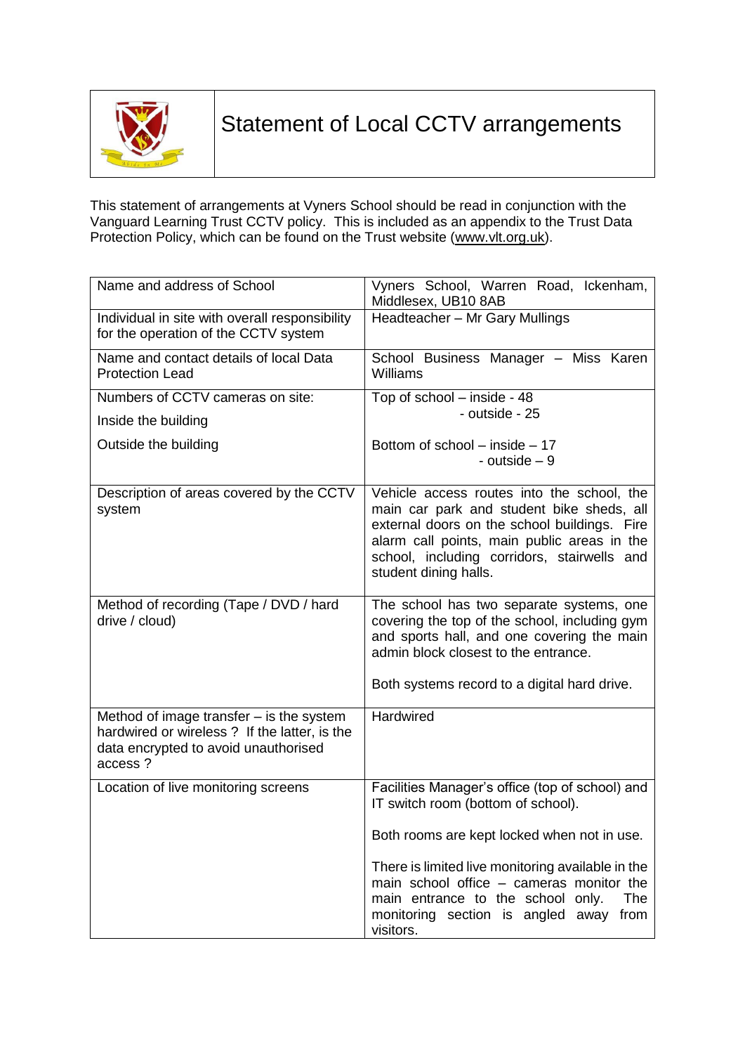# Statement of Local CCTV arrangements

This statement of arrangements at Vyners School should be read in conjunction with the Vanguard Learning Trust CCTV policy. This is included as an appendix to the Trust Data Protection Policy, which can be found on the Trust website (www.vlt.org.uk).

| | |
|---|---|
| Name and address of School | Vyners School, Warren Road, Ickenham, Middlesex, UB10 8AB |
| Individual in site with overall responsibility for the operation of the CCTV system | Headteacher – Mr Gary Mullings |
| Name and contact details of local Data Protection Lead | School Business Manager – Miss Karen Williams |
| Numbers of CCTV cameras on site:<br>Inside the building<br>Outside the building | Top of school – inside - 48<br>- outside - 25<br><br>Bottom of school – inside – 17<br>- outside – 9 |
| Description of areas covered by the CCTV system | Vehicle access routes into the school, the main car park and student bike sheds, all external doors on the school buildings. Fire alarm call points, main public areas in the school, including corridors, stairwells and student dining halls. |
| Method of recording (Tape / DVD / hard drive / cloud) | The school has two separate systems, one covering the top of the school, including gym and sports hall, and one covering the main admin block closest to the entrance.<br><br>Both systems record to a digital hard drive. |
| Method of image transfer – is the system hardwired or wireless ? If the latter, is the data encrypted to avoid unauthorised access ? | Hardwired |
| Location of live monitoring screens | Facilities Manager's office (top of school) and IT switch room (bottom of school).<br><br>Both rooms are kept locked when not in use.<br><br>There is limited live monitoring available in the main school office – cameras monitor the main entrance to the school only. The monitoring section is angled away from visitors. |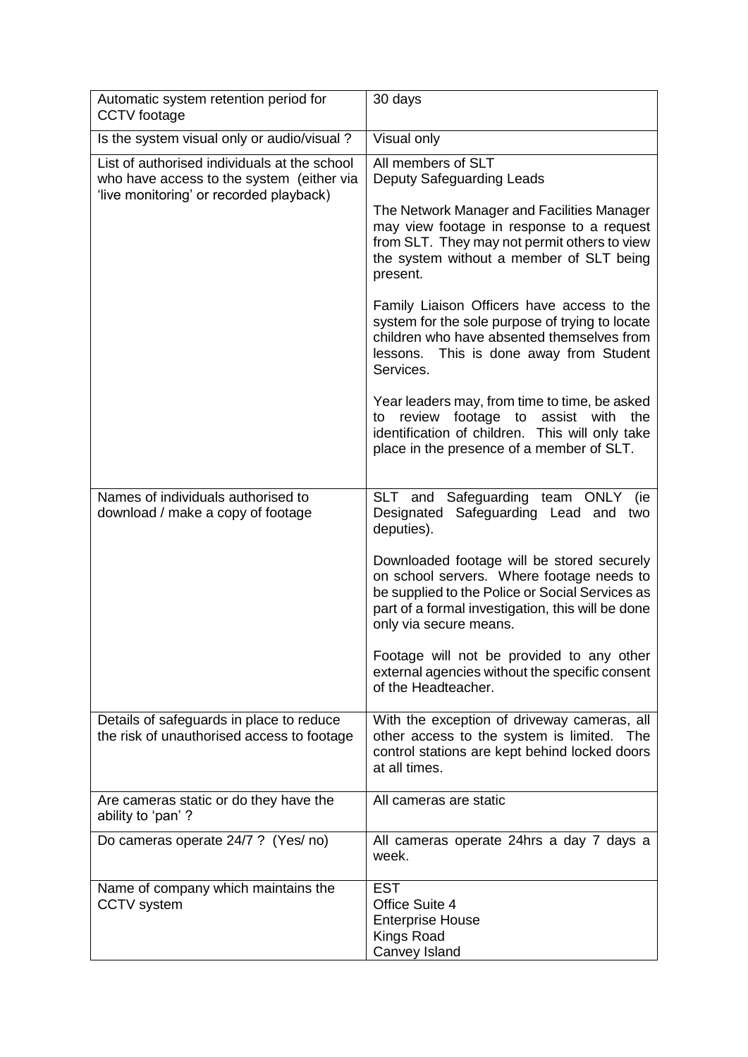| Automatic system retention period for CCTV footage | 30 days |
|---|---|
| Is the system visual only or audio/visual ? | Visual only |
| List of authorised individuals at the school who have access to the system (either via 'live monitoring' or recorded playback) | All members of SLT<br>Deputy Safeguarding Leads<br><br>The Network Manager and Facilities Manager may view footage in response to a request from SLT. They may not permit others to view the system without a member of SLT being present.<br><br>Family Liaison Officers have access to the system for the sole purpose of trying to locate children who have absented themselves from lessons. This is done away from Student Services.<br><br>Year leaders may, from time to time, be asked to review footage to assist with the identification of children. This will only take place in the presence of a member of SLT. |
| Names of individuals authorised to download / make a copy of footage | SLT and Safeguarding team ONLY (ie Designated Safeguarding Lead and two deputies).<br><br>Downloaded footage will be stored securely on school servers. Where footage needs to be supplied to the Police or Social Services as part of a formal investigation, this will be done only via secure means.<br><br>Footage will not be provided to any other external agencies without the specific consent of the Headteacher. |
| Details of safeguards in place to reduce the risk of unauthorised access to footage | With the exception of driveway cameras, all other access to the system is limited. The control stations are kept behind locked doors at all times. |
| Are cameras static or do they have the ability to 'pan' ? | All cameras are static |
| Do cameras operate 24/7 ? (Yes/ no) | All cameras operate 24hrs a day 7 days a week. |
| Name of company which maintains the CCTV system | EST<br>Office Suite 4<br>Enterprise House<br>Kings Road<br>Canvey Island |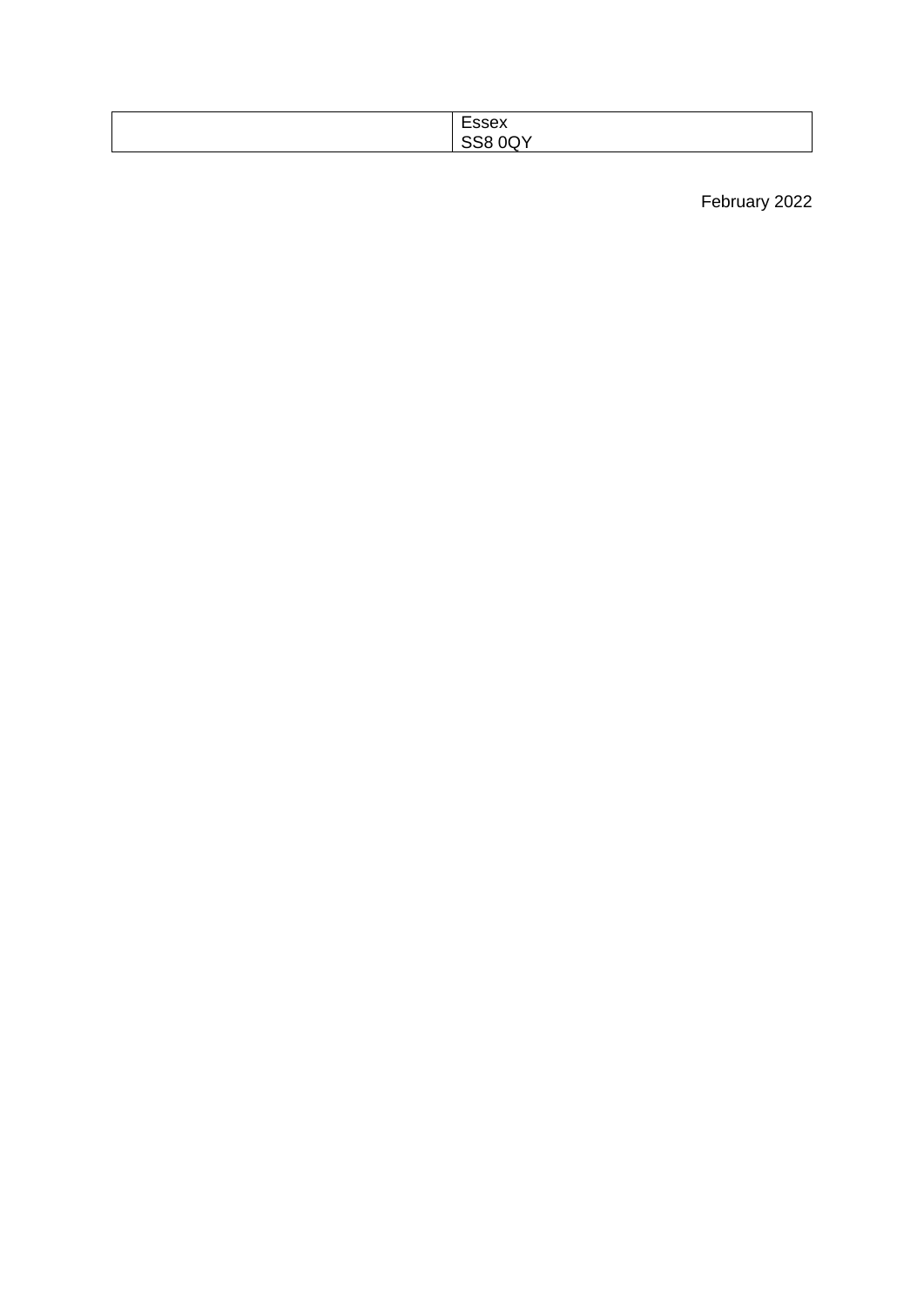| | |
|---|---|
| | Essex<br>SS8 0QY |

February 2022